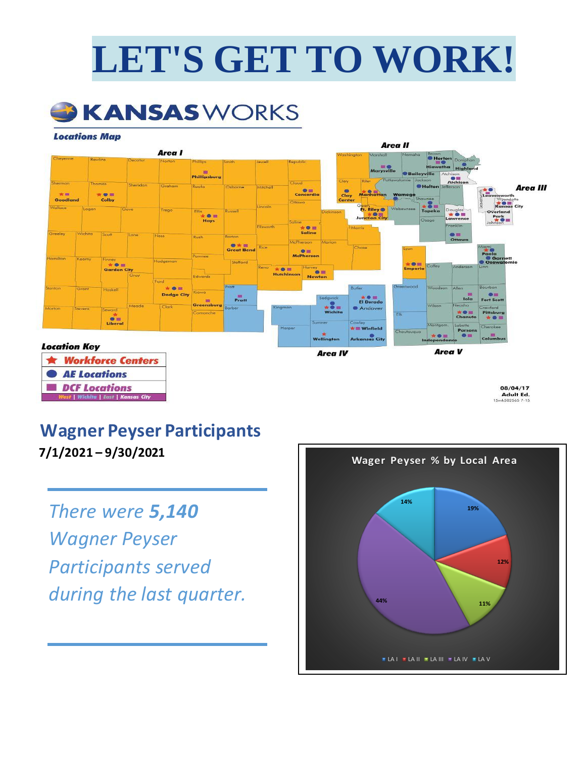# LET'S GET TO WORK!

KANSASWORKS

Locations Map

Location Key

- Workforce Centers
- AE Locations
- DCF Locations

West | Wichita | East | Kansas City

08/04/17
Adult Ed.
15mk582565 7-15

## Wagner Peyser Participants

**7/1/2021 – 9/30/2021**

*There were **5,140** Wagner Peyser Participants served during the last quarter.*

Wager Peyser % by Local Area

| Local Area | % |
|---|---|
| LA I | 19% |
| LA II | 12% |
| LA III | 11% |
| LA IV | 44% |
| LA V | 14% |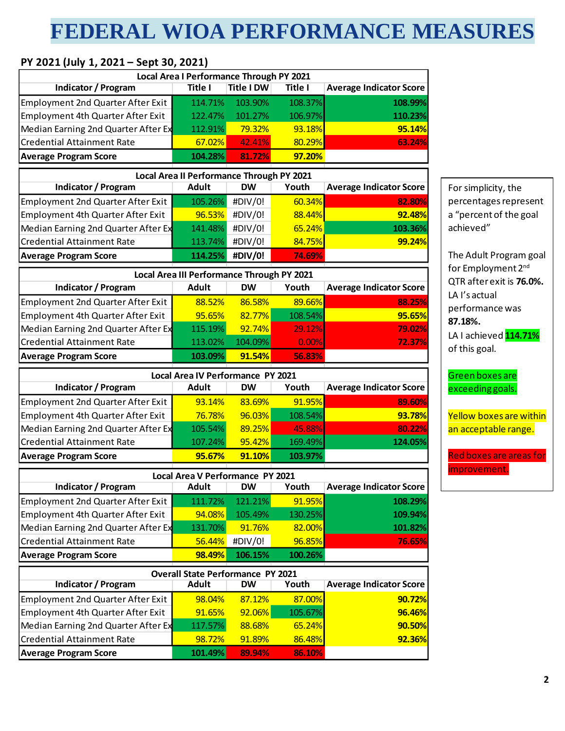# FEDERAL WIOA PERFORMANCE MEASURES

**PY 2021 (July 1, 2021 – Sept 30, 2021)**

| Local Area I Performance Through PY 2021 | | | | |
|---|---|---|---|---|
| **Indicator / Program** | **Title I** | **Title I DW** | **Title I** | **Average Indicator Score** |
| Employment 2nd Quarter After Exit | 114.71% | 103.90% | 108.37% | **108.99%** |
| Employment 4th Quarter After Exit | 122.47% | 101.27% | 106.97% | **110.23%** |
| Median Earning 2nd Quarter After Ex | 112.91% | 79.32% | 93.18% | **95.14%** |
| Credential Attainment Rate | 67.02% | 42.41% | 80.29% | **63.24%** |
| **Average Program Score** | **104.28%** | **81.72%** | **97.20%** | |

| Local Area II Performance Through PY 2021 | | | | |
|---|---|---|---|---|
| **Indicator / Program** | **Adult** | **DW** | **Youth** | **Average Indicator Score** |
| Employment 2nd Quarter After Exit | 105.26% | #DIV/0! | 60.34% | **82.80%** |
| Employment 4th Quarter After Exit | 96.53% | #DIV/0! | 88.44% | **92.48%** |
| Median Earning 2nd Quarter After Ex | 141.48% | #DIV/0! | 65.24% | **103.36%** |
| Credential Attainment Rate | 113.74% | #DIV/0! | 84.75% | **99.24%** |
| **Average Program Score** | **114.25%** | **#DIV/0!** | **74.69%** | |

| Local Area III Performance Through PY 2021 | | | | |
|---|---|---|---|---|
| **Indicator / Program** | **Adult** | **DW** | **Youth** | **Average Indicator Score** |
| Employment 2nd Quarter After Exit | 88.52% | 86.58% | 89.66% | **88.25%** |
| Employment 4th Quarter After Exit | 95.65% | 82.77% | 108.54% | **95.65%** |
| Median Earning 2nd Quarter After Ex | 115.19% | 92.74% | 29.12% | **79.02%** |
| Credential Attainment Rate | 113.02% | 104.09% | 0.00% | **72.37%** |
| **Average Program Score** | **103.09%** | **91.54%** | **56.83%** | |

| Local Area IV Performance PY 2021 | | | | |
|---|---|---|---|---|
| **Indicator / Program** | **Adult** | **DW** | **Youth** | **Average Indicator Score** |
| Employment 2nd Quarter After Exit | 93.14% | 83.69% | 91.95% | **89.60%** |
| Employment 4th Quarter After Exit | 76.78% | 96.03% | 108.54% | **93.78%** |
| Median Earning 2nd Quarter After Ex | 105.54% | 89.25% | 45.88% | **80.22%** |
| Credential Attainment Rate | 107.24% | 95.42% | 169.49% | **124.05%** |
| **Average Program Score** | **95.67%** | **91.10%** | **103.97%** | |

| Local Area V Performance PY 2021 | | | | |
|---|---|---|---|---|
| **Indicator / Program** | **Adult** | **DW** | **Youth** | **Average Indicator Score** |
| Employment 2nd Quarter After Exit | 111.72% | 121.21% | 91.95% | **108.29%** |
| Employment 4th Quarter After Exit | 94.08% | 105.49% | 130.25% | **109.94%** |
| Median Earning 2nd Quarter After Ex | 131.70% | 91.76% | 82.00% | **101.82%** |
| Credential Attainment Rate | 56.44% | #DIV/0! | 96.85% | **76.65%** |
| **Average Program Score** | **98.49%** | **106.15%** | **100.26%** | |

| Overall State Performance PY 2021 | | | | |
|---|---|---|---|---|
| **Indicator / Program** | **Adult** | **DW** | **Youth** | **Average Indicator Score** |
| Employment 2nd Quarter After Exit | 98.04% | 87.12% | 87.00% | **90.72%** |
| Employment 4th Quarter After Exit | 91.65% | 92.06% | 105.67% | **96.46%** |
| Median Earning 2nd Quarter After Ex | 117.57% | 88.68% | 65.24% | **90.50%** |
| Credential Attainment Rate | 98.72% | 91.89% | 86.48% | **92.36%** |
| **Average Program Score** | **101.49%** | **89.94%** | **86.10%** | |

For simplicity, the percentages represent a "percent of the goal achieved"

The Adult Program goal for Employment 2nd QTR after exit is **76.0%.** LA I's actual performance was **87.18%.** LA I achieved **114.71%** of this goal.

Green boxes are exceeding goals.

Yellow boxes are within an acceptable range.

Red boxes are areas for improvement.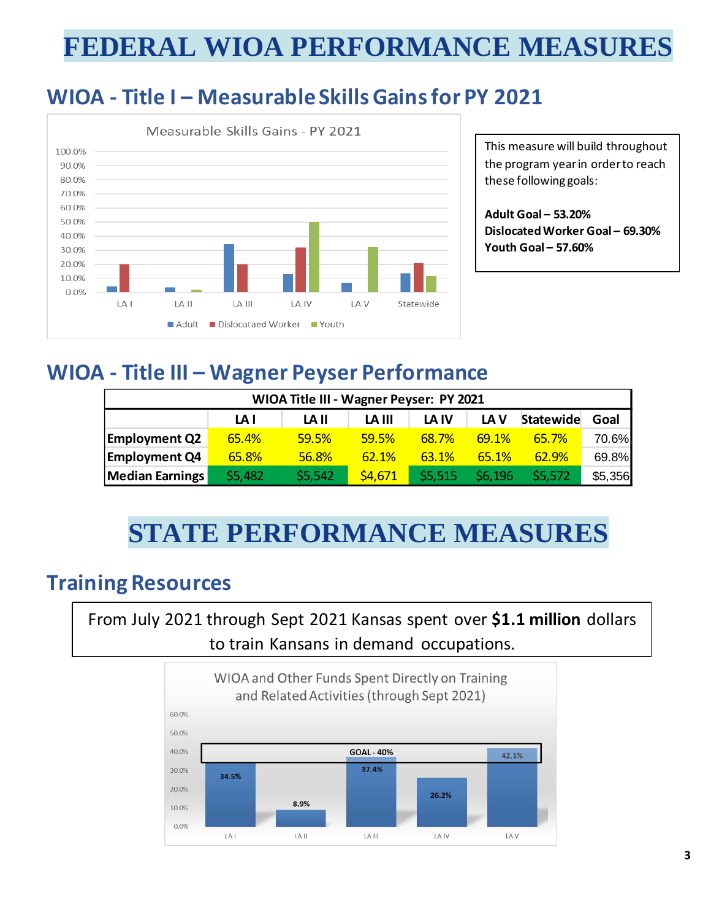# FEDERAL WIOA PERFORMANCE MEASURES

## WIOA - Title I – Measurable Skills Gains for PY 2021

Measurable Skills Gains - PY 2021

This measure will build throughout the program year in order to reach these following goals:

**Adult Goal – 53.20%**
**Dislocated Worker Goal – 69.30%**
**Youth Goal – 57.60%**

## WIOA - Title III – Wagner Peyser Performance

| WIOA Title III - Wagner Peyser: PY 2021 | | | | | | | |
|---|---|---|---|---|---|---|---|
| | LA I | LA II | LA III | LA IV | LA V | Statewide | Goal |
| Employment Q2 | 65.4% | 59.5% | 59.5% | 68.7% | 69.1% | 65.7% | 70.6% |
| Employment Q4 | 65.8% | 56.8% | 62.1% | 63.1% | 65.1% | 62.9% | 69.8% |
| Median Earnings | $5,482 | $5,542 | $4,671 | $5,515 | $6,196 | $5,572 | $5,356 |

# STATE PERFORMANCE MEASURES

## Training Resources

From July 2021 through Sept 2021 Kansas spent over **$1.1 million** dollars to train Kansans in demand occupations.

WIOA and Other Funds Spent Directly on Training and Related Activities (through Sept 2021)

GOAL - 40%

| LA I | LA II | LA III | LA IV | LA V |
|---|---|---|---|---|
| 34.5% | 8.9% | 37.4% | 26.2% | 42.1% |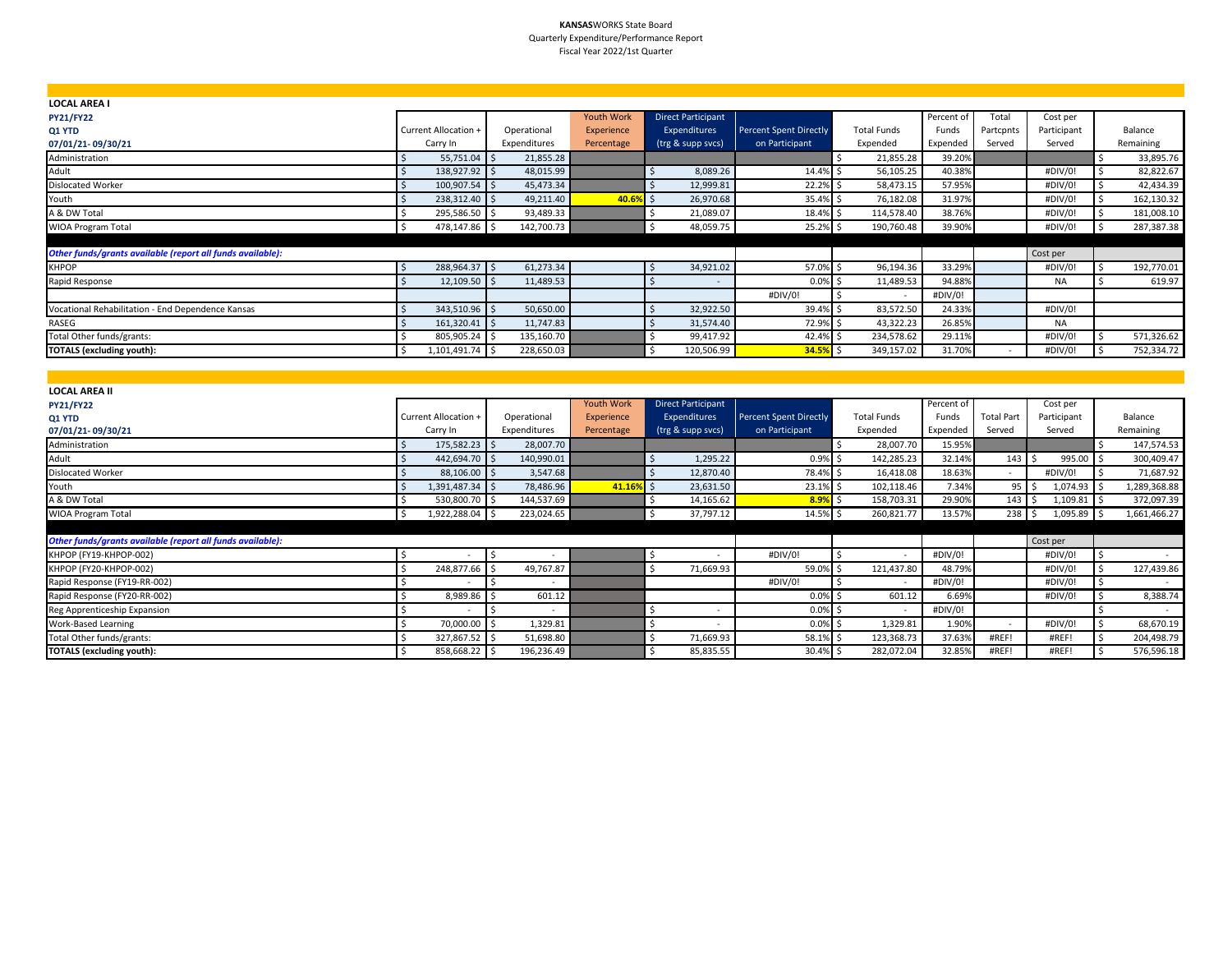**KANSAS**WORKS State Board
Quarterly Expenditure/Performance Report
Fiscal Year 2022/1st Quarter

| LOCAL AREA I<br>PY21/FY22<br>Q1 YTD<br>07/01/21- 09/30/21 | Current Allocation + Carry In | Operational Expenditures | Youth Work Experience Percentage | Direct Participant Expenditures (trg & supp svcs) | Percent Spent Directly on Participant | Total Funds Expended | Percent of Funds Expended | Total Partcpnts Served | Cost per Participant Served | Balance Remaining |
|---|---|---|---|---|---|---|---|---|---|---|
| Administration | $ 55,751.04 | $ 21,855.28 | | | | $ 21,855.28 | 39.20% | | | $ 33,895.76 |
| Adult | $ 138,927.92 | $ 48,015.99 | | $ 8,089.26 | 14.4% | $ 56,105.25 | 40.38% | | #DIV/0! | $ 82,822.67 |
| Dislocated Worker | $ 100,907.54 | $ 45,473.34 | | $ 12,999.81 | 22.2% | $ 58,473.15 | 57.95% | | #DIV/0! | $ 42,434.39 |
| Youth | $ 238,312.40 | $ 49,211.40 | 40.6% | $ 26,970.68 | 35.4% | $ 76,182.08 | 31.97% | | #DIV/0! | $ 162,130.32 |
| A & DW Total | $ 295,586.50 | $ 93,489.33 | | $ 21,089.07 | 18.4% | $ 114,578.40 | 38.76% | | #DIV/0! | $ 181,008.10 |
| WIOA Program Total | $ 478,147.86 | $ 142,700.73 | | $ 48,059.75 | 25.2% | $ 190,760.48 | 39.90% | | #DIV/0! | $ 287,387.38 |
| ***Other funds/grants available (report all funds available):*** | | | | | | | | | Cost per | |
| KHPOP | $ 288,964.37 | $ 61,273.34 | | $ 34,921.02 | 57.0% | $ 96,194.36 | 33.29% | | #DIV/0! | $ 192,770.01 |
| Rapid Response | $ 12,109.50 | $ 11,489.53 | | $ - | 0.0% | $ 11,489.53 | 94.88% | | NA | $ 619.97 |
| | | | | | #DIV/0! | $ - | #DIV/0! | | | |
| Vocational Rehabilitation - End Dependence Kansas | $ 343,510.96 | $ 50,650.00 | | $ 32,922.50 | 39.4% | $ 83,572.50 | 24.33% | | #DIV/0! | |
| RASEG | $ 161,320.41 | $ 11,747.83 | | $ 31,574.40 | 72.9% | $ 43,322.23 | 26.85% | | NA | |
| Total Other funds/grants: | $ 805,905.24 | $ 135,160.70 | | $ 99,417.92 | 42.4% | $ 234,578.62 | 29.11% | | #DIV/0! | $ 571,326.62 |
| **TOTALS (excluding youth):** | $ 1,101,491.74 | $ 228,650.03 | | $ 120,506.99 | 34.5% | $ 349,157.02 | 31.70% | - | #DIV/0! | $ 752,334.72 |

| LOCAL AREA II<br>PY21/FY22<br>Q1 YTD<br>07/01/21- 09/30/21 | Current Allocation + Carry In | Operational Expenditures | Youth Work Experience Percentage | Direct Participant Expenditures (trg & supp svcs) | Percent Spent Directly on Participant | Total Funds Expended | Percent of Funds Expended | Total Part Served | Cost per Participant Served | Balance Remaining |
|---|---|---|---|---|---|---|---|---|---|---|
| Administration | $ 175,582.23 | $ 28,007.70 | | | | $ 28,007.70 | 15.95% | | | $ 147,574.53 |
| Adult | $ 442,694.70 | $ 140,990.01 | | $ 1,295.22 | 0.9% | $ 142,285.23 | 32.14% | 143 | $ 995.00 | $ 300,409.47 |
| Dislocated Worker | $ 88,106.00 | $ 3,547.68 | | $ 12,870.40 | 78.4% | $ 16,418.08 | 18.63% | - | #DIV/0! | $ 71,687.92 |
| Youth | $ 1,391,487.34 | $ 78,486.96 | 41.16% | $ 23,631.50 | 23.1% | $ 102,118.46 | 7.34% | 95 | $ 1,074.93 | $ 1,289,368.88 |
| A & DW Total | $ 530,800.70 | $ 144,537.69 | | $ 14,165.62 | 8.9% | $ 158,703.31 | 29.90% | 143 | $ 1,109.81 | $ 372,097.39 |
| WIOA Program Total | $ 1,922,288.04 | $ 223,024.65 | | $ 37,797.12 | 14.5% | $ 260,821.77 | 13.57% | 238 | $ 1,095.89 | $ 1,661,466.27 |
| ***Other funds/grants available (report all funds available):*** | | | | | | | | | Cost per | |
| KHPOP (FY19-KHPOP-002) | $ - | $ - | | $ - | #DIV/0! | $ - | #DIV/0! | | #DIV/0! | $ - |
| KHPOP (FY20-KHPOP-002) | $ 248,877.66 | $ 49,767.87 | | $ 71,669.93 | 59.0% | $ 121,437.80 | 48.79% | | #DIV/0! | $ 127,439.86 |
| Rapid Response (FY19-RR-002) | $ - | $ - | | | #DIV/0! | $ - | #DIV/0! | | #DIV/0! | $ - |
| Rapid Response (FY20-RR-002) | $ 8,989.86 | $ 601.12 | | | 0.0% | $ 601.12 | 6.69% | | #DIV/0! | $ 8,388.74 |
| Reg Apprenticeship Expansion | $ - | $ - | | $ - | 0.0% | $ - | #DIV/0! | | | $ - |
| Work-Based Learning | $ 70,000.00 | $ 1,329.81 | | $ - | 0.0% | $ 1,329.81 | 1.90% | - | #DIV/0! | $ 68,670.19 |
| Total Other funds/grants: | $ 327,867.52 | $ 51,698.80 | | $ 71,669.93 | 58.1% | $ 123,368.73 | 37.63% | #REF! | #REF! | $ 204,498.79 |
| **TOTALS (excluding youth):** | $ 858,668.22 | $ 196,236.49 | | $ 85,835.55 | 30.4% | $ 282,072.04 | 32.85% | #REF! | #REF! | $ 576,596.18 |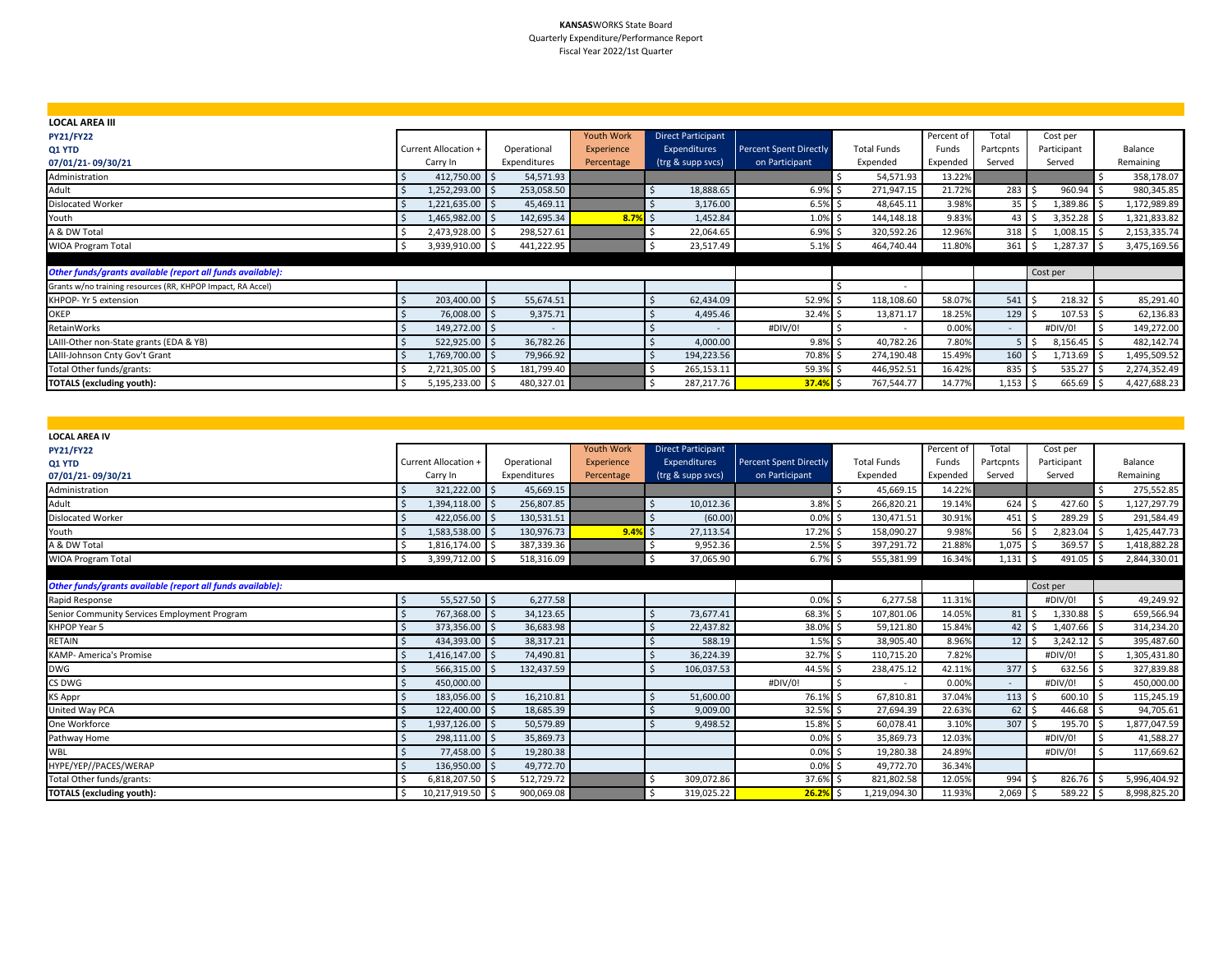**KANSAS**WORKS State Board
Quarterly Expenditure/Performance Report
Fiscal Year 2022/1st Quarter

| LOCAL AREA III<br>PY21/FY22<br>Q1 YTD<br>07/01/21- 09/30/21 | Current Allocation + Carry In | Operational Expenditures | Youth Work Experience Percentage | Direct Participant Expenditures (trg & supp svcs) | Percent Spent Directly on Participant | Total Funds Expended | Percent of Funds Expended | Total Partcpnts Served | Cost per Participant Served | Balance Remaining |
|---|---|---|---|---|---|---|---|---|---|---|
| Administration | $ 412,750.00 | $ 54,571.93 | | | | $ 54,571.93 | 13.22% | | | $ 358,178.07 |
| Adult | $ 1,252,293.00 | $ 253,058.50 | | $ 18,888.65 | 6.9% | $ 271,947.15 | 21.72% | 283 | $ 960.94 | $ 980,345.85 |
| Dislocated Worker | $ 1,221,635.00 | $ 45,469.11 | | $ 3,176.00 | 6.5% | $ 48,645.11 | 3.98% | 35 | $ 1,389.86 | $ 1,172,989.89 |
| Youth | $ 1,465,982.00 | $ 142,695.34 | 8.7% | $ 1,452.84 | 1.0% | $ 144,148.18 | 9.83% | 43 | $ 3,352.28 | $ 1,321,833.82 |
| A & DW Total | $ 2,473,928.00 | $ 298,527.61 | | $ 22,064.65 | 6.9% | $ 320,592.26 | 12.96% | 318 | $ 1,008.15 | $ 2,153,335.74 |
| WIOA Program Total | $ 3,939,910.00 | $ 441,222.95 | | $ 23,517.49 | 5.1% | $ 464,740.44 | 11.80% | 361 | $ 1,287.37 | $ 3,475,169.56 |
| ***Other funds/grants available (report all funds available):*** | | | | | | | | | Cost per | |
| Grants w/no training resources (RR, KHPOP Impact, RA Accel) | | | | | | $ - | | | | |
| KHPOP- Yr 5 extension | $ 203,400.00 | $ 55,674.51 | | $ 62,434.09 | 52.9% | $ 118,108.60 | 58.07% | 541 | $ 218.32 | $ 85,291.40 |
| OKEP | $ 76,008.00 | $ 9,375.71 | | $ 4,495.46 | 32.4% | $ 13,871.17 | 18.25% | 129 | $ 107.53 | $ 62,136.83 |
| RetainWorks | $ 149,272.00 | $ - | | $ - | #DIV/0! | $ - | 0.00% | - | #DIV/0! | $ 149,272.00 |
| LAIII-Other non-State grants (EDA & YB) | $ 522,925.00 | $ 36,782.26 | | $ 4,000.00 | 9.8% | $ 40,782.26 | 7.80% | 5 | $ 8,156.45 | $ 482,142.74 |
| LAIII-Johnson Cnty Gov't Grant | $ 1,769,700.00 | $ 79,966.92 | | $ 194,223.56 | 70.8% | $ 274,190.48 | 15.49% | 160 | $ 1,713.69 | $ 1,495,509.52 |
| Total Other funds/grants: | $ 2,721,305.00 | $ 181,799.40 | | $ 265,153.11 | 59.3% | $ 446,952.51 | 16.42% | 835 | $ 535.27 | $ 2,274,352.49 |
| **TOTALS (excluding youth):** | $ 5,195,233.00 | $ 480,327.01 | | $ 287,217.76 | **37.4%** | $ 767,544.77 | 14.77% | 1,153 | $ 665.69 | $ 4,427,688.23 |

| LOCAL AREA IV<br>PY21/FY22<br>Q1 YTD<br>07/01/21- 09/30/21 | Current Allocation + Carry In | Operational Expenditures | Youth Work Experience Percentage | Direct Participant Expenditures (trg & supp svcs) | Percent Spent Directly on Participant | Total Funds Expended | Percent of Funds Expended | Total Partcpnts Served | Cost per Participant Served | Balance Remaining |
|---|---|---|---|---|---|---|---|---|---|---|
| Administration | $ 321,222.00 | $ 45,669.15 | | | | $ 45,669.15 | 14.22% | | | $ 275,552.85 |
| Adult | $ 1,394,118.00 | $ 256,807.85 | | $ 10,012.36 | 3.8% | $ 266,820.21 | 19.14% | 624 | $ 427.60 | $ 1,127,297.79 |
| Dislocated Worker | $ 422,056.00 | $ 130,531.51 | | $ (60.00) | 0.0% | $ 130,471.51 | 30.91% | 451 | $ 289.29 | $ 291,584.49 |
| Youth | $ 1,583,538.00 | $ 130,976.73 | 9.4% | $ 27,113.54 | 17.2% | $ 158,090.27 | 9.98% | 56 | $ 2,823.04 | $ 1,425,447.73 |
| A & DW Total | $ 1,816,174.00 | $ 387,339.36 | | $ 9,952.36 | 2.5% | $ 397,291.72 | 21.88% | 1,075 | $ 369.57 | $ 1,418,882.28 |
| WIOA Program Total | $ 3,399,712.00 | $ 518,316.09 | | $ 37,065.90 | 6.7% | $ 555,381.99 | 16.34% | 1,131 | $ 491.05 | $ 2,844,330.01 |
| ***Other funds/grants available (report all funds available):*** | | | | | | | | | Cost per | |
| Rapid Response | $ 55,527.50 | $ 6,277.58 | | | 0.0% | $ 6,277.58 | 11.31% | | #DIV/0! | $ 49,249.92 |
| Senior Community Services Employment Program | $ 767,368.00 | $ 34,123.65 | | $ 73,677.41 | 68.3% | $ 107,801.06 | 14.05% | 81 | $ 1,330.88 | $ 659,566.94 |
| KHPOP Year 5 | $ 373,356.00 | $ 36,683.98 | | $ 22,437.82 | 38.0% | $ 59,121.80 | 15.84% | 42 | $ 1,407.66 | $ 314,234.20 |
| RETAIN | $ 434,393.00 | $ 38,317.21 | | $ 588.19 | 1.5% | $ 38,905.40 | 8.96% | 12 | $ 3,242.12 | $ 395,487.60 |
| KAMP- America's Promise | $ 1,416,147.00 | $ 74,490.81 | | $ 36,224.39 | 32.7% | $ 110,715.20 | 7.82% | | #DIV/0! | $ 1,305,431.80 |
| DWG | $ 566,315.00 | $ 132,437.59 | | $ 106,037.53 | 44.5% | $ 238,475.12 | 42.11% | 377 | $ 632.56 | $ 327,839.88 |
| CS DWG | $ 450,000.00 | | | | #DIV/0! | $ - | 0.00% | - | #DIV/0! | $ 450,000.00 |
| KS Appr | $ 183,056.00 | $ 16,210.81 | | $ 51,600.00 | 76.1% | $ 67,810.81 | 37.04% | 113 | $ 600.10 | $ 115,245.19 |
| United Way PCA | $ 122,400.00 | $ 18,685.39 | | $ 9,009.00 | 32.5% | $ 27,694.39 | 22.63% | 62 | $ 446.68 | $ 94,705.61 |
| One Workforce | $ 1,937,126.00 | $ 50,579.89 | | $ 9,498.52 | 15.8% | $ 60,078.41 | 3.10% | 307 | $ 195.70 | $ 1,877,047.59 |
| Pathway Home | $ 298,111.00 | $ 35,869.73 | | | 0.0% | $ 35,869.73 | 12.03% | | #DIV/0! | $ 41,588.27 |
| WBL | $ 77,458.00 | $ 19,280.38 | | | 0.0% | $ 19,280.38 | 24.89% | | #DIV/0! | $ 117,669.62 |
| HYPE/YEP//PACES/WERAP | $ 136,950.00 | $ 49,772.70 | | | 0.0% | $ 49,772.70 | 36.34% | | | |
| Total Other funds/grants: | $ 6,818,207.50 | $ 512,729.72 | | $ 309,072.86 | 37.6% | $ 821,802.58 | 12.05% | 994 | $ 826.76 | $ 5,996,404.92 |
| **TOTALS (excluding youth):** | $ 10,217,919.50 | $ 900,069.08 | | $ 319,025.22 | **26.2%** | $ 1,219,094.30 | 11.93% | 2,069 | $ 589.22 | $ 8,998,825.20 |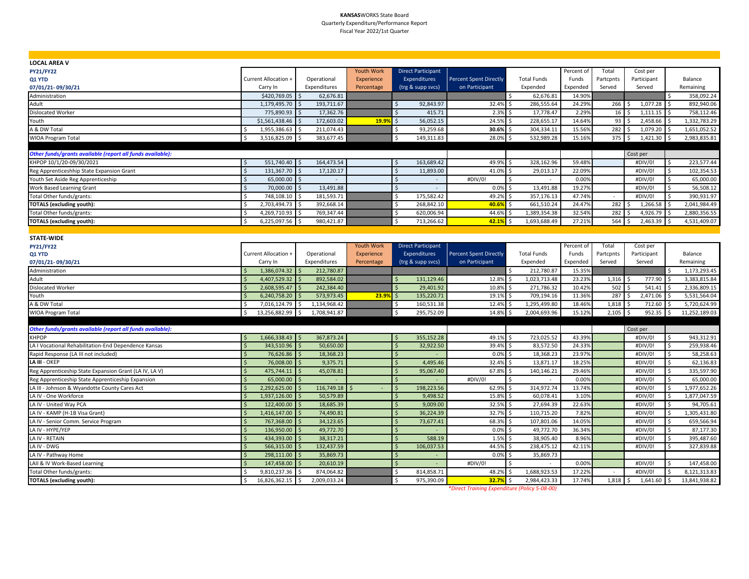**KANSASWORKS State Board**
Quarterly Expenditure/Performance Report
Fiscal Year 2022/1st Quarter

**LOCAL AREA V**

| PY21/FY22<br>Q1 YTD<br>07/01/21- 09/30/21 | Current Allocation + Carry In | Operational Expenditures | Youth Work Experience Percentage | Direct Participant Expenditures (trg & supp svcs) | Percent Spent Directly on Participant | Total Funds Expended | Percent of Funds Expended | Total Partcpnts Served | Cost per Participant Served | Balance Remaining |
|---|---|---|---|---|---|---|---|---|---|---|
| Administration | $420,769.05 | $ 62,676.81 | | | | $ 62,676.81 | 14.90% | | | $ 358,092.24 |
| Adult | 1,179,495.70 | $ 193,711.67 | | $ 92,843.97 | 32.4% | $ 286,555.64 | 24.29% | 266 | $ 1,077.28 | $ 892,940.06 |
| Dislocated Worker | 775,890.93 | $ 17,362.76 | | $ 415.71 | 2.3% | $ 17,778.47 | 2.29% | 16 | $ 1,111.15 | $ 758,112.46 |
| Youth | $1,561,438.46 | $ 172,603.02 | 19.9% | $ 56,052.15 | 24.5% | $ 228,655.17 | 14.64% | 93 | $ 2,458.66 | $ 1,332,783.29 |
| A & DW Total | $ 1,955,386.63 | $ 211,074.43 | | $ 93,259.68 | 30.6% | $ 304,334.11 | 15.56% | 282 | $ 1,079.20 | $ 1,651,052.52 |
| WIOA Program Total | $ 3,516,825.09 | $ 383,677.45 | | $ 149,311.83 | 28.0% | $ 532,989.28 | 15.16% | 375 | $ 1,421.30 | $ 2,983,835.81 |
| *Other funds/grants available (report all funds available):* | | | | | | | | | Cost per | |
| KHPOP 10/1/20-09/30/2021 | $ 551,740.40 | $ 164,473.54 | | $ 163,689.42 | 49.9% | $ 328,162.96 | 59.48% | | #DIV/0! | $ 223,577.44 |
| Reg Apprenticeshhip State Expansion Grant | $ 131,367.70 | $ 17,120.17 | | $ 11,893.00 | 41.0% | $ 29,013.17 | 22.09% | | #DIV/0! | $ 102,354.53 |
| Youth Set Aside Reg Apprenticeship | $ 65,000.00 | $ - | | $ - | #DIV/0! | $ - | 0.00% | | #DIV/0! | $ 65,000.00 |
| Work Based Learning Grant | $ 70,000.00 | $ 13,491.88 | | $ - | 0.0% | $ 13,491.88 | 19.27% | | #DIV/0! | $ 56,508.12 |
| Total Other funds/grants: | $ 748,108.10 | $ 181,593.71 | | $ 175,582.42 | 49.2% | $ 357,176.13 | 47.74% | - | #DIV/0! | $ 390,931.97 |
| **TOTALS (excluding youth):** | $ 2,703,494.73 | $ 392,668.14 | | $ 268,842.10 | 40.6% | $ 661,510.24 | 24.47% | 282 | $ 1,266.58 | $ 2,041,984.49 |
| Total Other funds/grants: | $ 4,269,710.93 | $ 769,347.44 | | $ 620,006.94 | 44.6% | $ 1,389,354.38 | 32.54% | 282 | $ 4,926.79 | $ 2,880,356.55 |
| **TOTALS (excluding youth):** | $ 6,225,097.56 | $ 980,421.87 | | $ 713,266.62 | 42.1% | $ 1,693,688.49 | 27.21% | 564 | $ 2,463.39 | $ 4,531,409.07 |

**STATE-WIDE**

| PY21/FY22<br>Q1 YTD<br>07/01/21- 09/30/21 | Current Allocation + Carry In | Operational Expenditures | Youth Work Experience Percentage | Direct Participant Expenditures (trg & supp svcs) | Percent Spent Directly on Participant | Total Funds Expended | Percent of Funds Expended | Total Partcpnts Served | Cost per Participant Served | Balance Remaining |
|---|---|---|---|---|---|---|---|---|---|---|
| Administration | $ 1,386,074.32 | $ 212,780.87 | | | | $ 212,780.87 | 15.35% | | | $ 1,173,293.45 |
| Adult | $ 4,407,529.32 | $ 892,584.02 | | $ 131,129.46 | 12.8% | $ 1,023,713.48 | 23.23% | 1,316 | $ 777.90 | $ 3,383,815.84 |
| Dislocated Worker | $ 2,608,595.47 | $ 242,384.40 | | $ 29,401.92 | 10.8% | $ 271,786.32 | 10.42% | 502 | $ 541.41 | $ 2,336,809.15 |
| Youth | $ 6,240,758.20 | $ 573,973.45 | 23.9% | $ 135,220.71 | 19.1% | $ 709,194.16 | 11.36% | 287 | $ 2,471.06 | $ 5,531,564.04 |
| A & DW Total | $ 7,016,124.79 | $ 1,134,968.42 | | $ 160,531.38 | 12.4% | $ 1,295,499.80 | 18.46% | 1,818 | $ 712.60 | $ 5,720,624.99 |
| WIOA Program Total | $ 13,256,882.99 | $ 1,708,941.87 | | $ 295,752.09 | 14.8% | $ 2,004,693.96 | 15.12% | 2,105 | $ 952.35 | $ 11,252,189.03 |
| *Other funds/grants available (report all funds available):* | | | | | | | | | Cost per | |
| KHPOP | $ 1,666,338.43 | $ 367,873.24 | | $ 355,152.28 | 49.1% | $ 723,025.52 | 43.39% | | #DIV/0! | $ 943,312.91 |
| LA I Vocational Rehabilitation-End Dependence Kansas | $ 343,510.96 | $ 50,650.00 | | $ 32,922.50 | 39.4% | $ 83,572.50 | 24.33% | | #DIV/0! | $ 259,938.46 |
| Rapid Response (LA III not included) | $ 76,626.86 | $ 18,368.23 | | $ - | 0.0% | $ 18,368.23 | 23.97% | | #DIV/0! | $ 58,258.63 |
| **LA III** - OKEP | $ 76,008.00 | $ 9,375.71 | | $ 4,495.46 | 32.4% | $ 13,871.17 | 18.25% | | #DIV/0! | $ 62,136.83 |
| Reg Apprenticeship State Expansion Grant (LA IV, LA V) | $ 475,744.11 | $ 45,078.81 | | $ 95,067.40 | 67.8% | $ 140,146.21 | 29.46% | | #DIV/0! | $ 335,597.90 |
| Reg Apprenticeship State Apprenticeship Expansion | $ 65,000.00 | $ - | | $ - | #DIV/0! | $ - | 0.00% | | #DIV/0! | $ 65,000.00 |
| LA III - Johnson & Wyandotte County Cares Act | $ 2,292,625.00 | $ 116,749.18 | $ - | $ 198,223.56 | 62.9% | $ 314,972.74 | 13.74% | | #DIV/0! | $ 1,977,652.26 |
| LA IV - One Workforce | $ 1,937,126.00 | $ 50,579.89 | | $ 9,498.52 | 15.8% | $ 60,078.41 | 3.10% | | #DIV/0! | $ 1,877,047.59 |
| LA IV - United Way PCA | $ 122,400.00 | $ 18,685.39 | | $ 9,009.00 | 32.5% | $ 27,694.39 | 22.63% | | #DIV/0! | $ 94,705.61 |
| LA IV - KAMP (H-1B Visa Grant) | $ 1,416,147.00 | $ 74,490.81 | | $ 36,224.39 | 32.7% | $ 110,715.20 | 7.82% | | #DIV/0! | $ 1,305,431.80 |
| LA IV - Senior Comm. Service Program | $ 767,368.00 | $ 34,123.65 | | $ 73,677.41 | 68.3% | $ 107,801.06 | 14.05% | | #DIV/0! | $ 659,566.94 |
| LA IV - HYPE/YEP | $ 136,950.00 | $ 49,772.70 | | $ - | 0.0% | $ 49,772.70 | 36.34% | | #DIV/0! | $ 87,177.30 |
| LA IV - RETAIN | $ 434,393.00 | $ 38,317.21 | | $ 588.19 | 1.5% | $ 38,905.40 | 8.96% | | #DIV/0! | $ 395,487.60 |
| LA IV - DWG | $ 566,315.00 | $ 132,437.59 | | $ 106,037.53 | 44.5% | $ 238,475.12 | 42.11% | | #DIV/0! | $ 327,839.88 |
| LA IV - Pathway Home | $ 298,111.00 | $ 35,869.73 | | $ - | 0.0% | $ 35,869.73 | | | | |
| LAII & IV Work-Based Learning | $ 147,458.00 | $ 20,610.19 | | $ - | #DIV/0! | $ - | 0.00% | | #DIV/0! | $ 147,458.00 |
| Total Other funds/grants: | $ 9,810,237.36 | $ 874,064.82 | | $ 814,858.71 | 48.2% | $ 1,688,923.53 | 17.22% | - | #DIV/0! | $ 8,121,313.83 |
| **TOTALS (excluding youth):** | $ 16,826,362.15 | $ 2,009,033.24 | | $ 975,390.09 | 32.7% | $ 2,984,423.33 | 17.74% | 1,818 | $ 1,641.60 | $ 13,841,938.82 |

*\*Direct Training Expenditure (Policy 5-08-00)*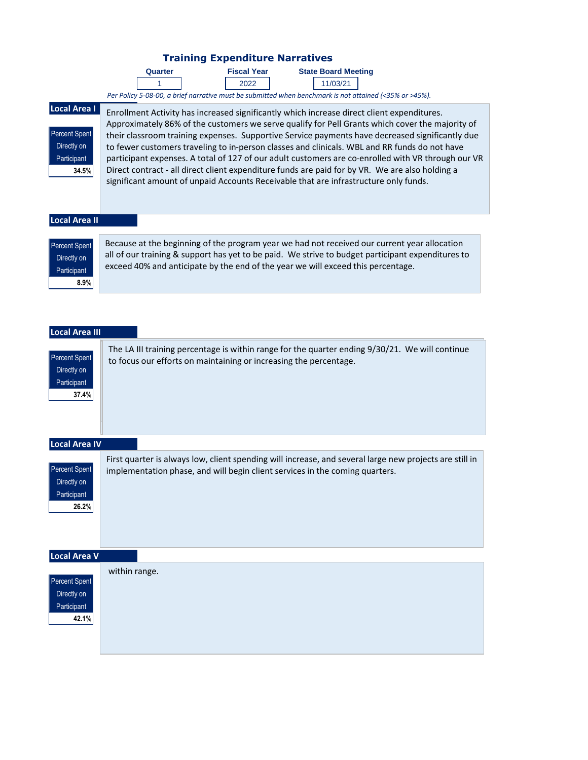# Training Expenditure Narratives

| Quarter | Fiscal Year | State Board Meeting |
|---|---|---|
| 1 | 2022 | 11/03/21 |

*Per Policy 5-08-00, a brief narrative must be submitted when benchmark is not attained (<35% or >45%).*

## Local Area I

**Percent Spent Directly on Participant:** 34.5%

Enrollment Activity has increased significantly which increase direct client expenditures. Approximately 86% of the customers we serve qualify for Pell Grants which cover the majority of their classroom training expenses. Supportive Service payments have decreased significantly due to fewer customers traveling to in-person classes and clinicals. WBL and RR funds do not have participant expenses. A total of 127 of our adult customers are co-enrolled with VR through our VR Direct contract - all direct client expenditure funds are paid for by VR. We are also holding a significant amount of unpaid Accounts Receivable that are infrastructure only funds.

## Local Area II

**Percent Spent Directly on Participant:** 8.9%

Because at the beginning of the program year we had not received our current year allocation all of our training & support has yet to be paid. We strive to budget participant expenditures to exceed 40% and anticipate by the end of the year we will exceed this percentage.

## Local Area III

**Percent Spent Directly on Participant:** 37.4%

The LA III training percentage is within range for the quarter ending 9/30/21. We will continue to focus our efforts on maintaining or increasing the percentage.

## Local Area IV

**Percent Spent Directly on Participant:** 26.2%

First quarter is always low, client spending will increase, and several large new projects are still in implementation phase, and will begin client services in the coming quarters.

## Local Area V

**Percent Spent Directly on Participant:** 42.1%

within range.